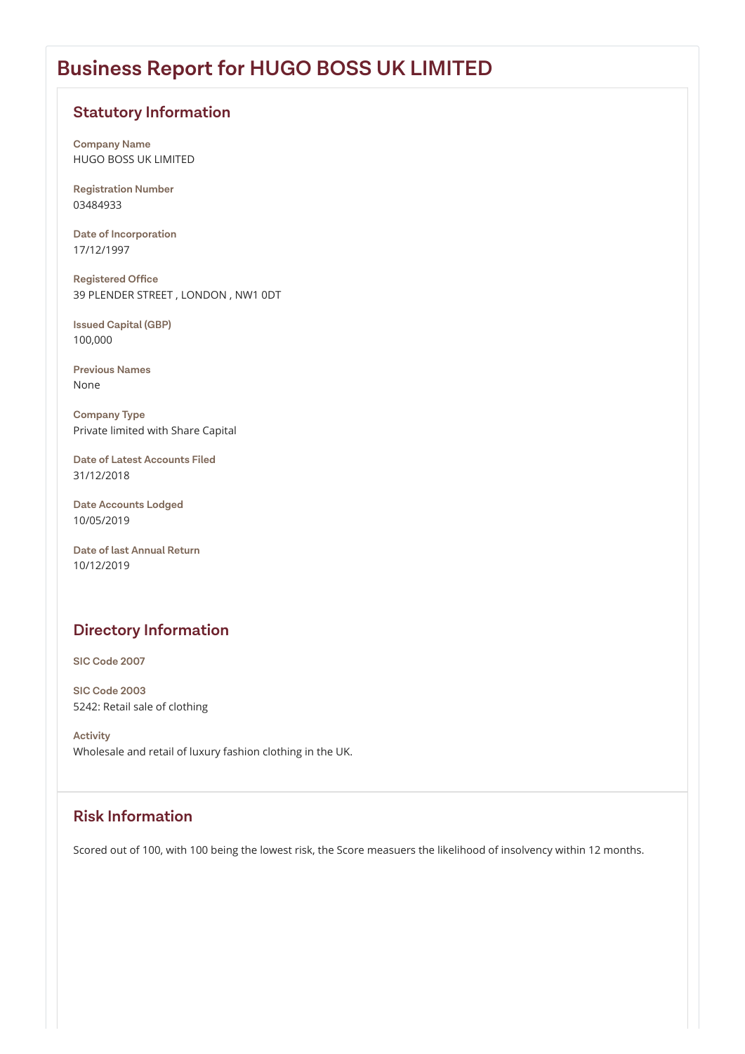# Business Report for HUGO BOSS UK LIMITED

## Statutory Information

**Company Name**
HUGO BOSS UK LIMITED

**Registration Number**
03484933

**Date of Incorporation**
17/12/1997

**Registered Office**
39 PLENDER STREET , LONDON , NW1 0DT

**Issued Capital (GBP)**
100,000

**Previous Names**
None

**Company Type**
Private limited with Share Capital

**Date of Latest Accounts Filed**
31/12/2018

**Date Accounts Lodged**
10/05/2019

**Date of last Annual Return**
10/12/2019

## Directory Information

**SIC Code 2007**

**SIC Code 2003**
5242: Retail sale of clothing

**Activity**
Wholesale and retail of luxury fashion clothing in the UK.

## Risk Information

Scored out of 100, with 100 being the lowest risk, the Score measuers the likelihood of insolvency within 12 months.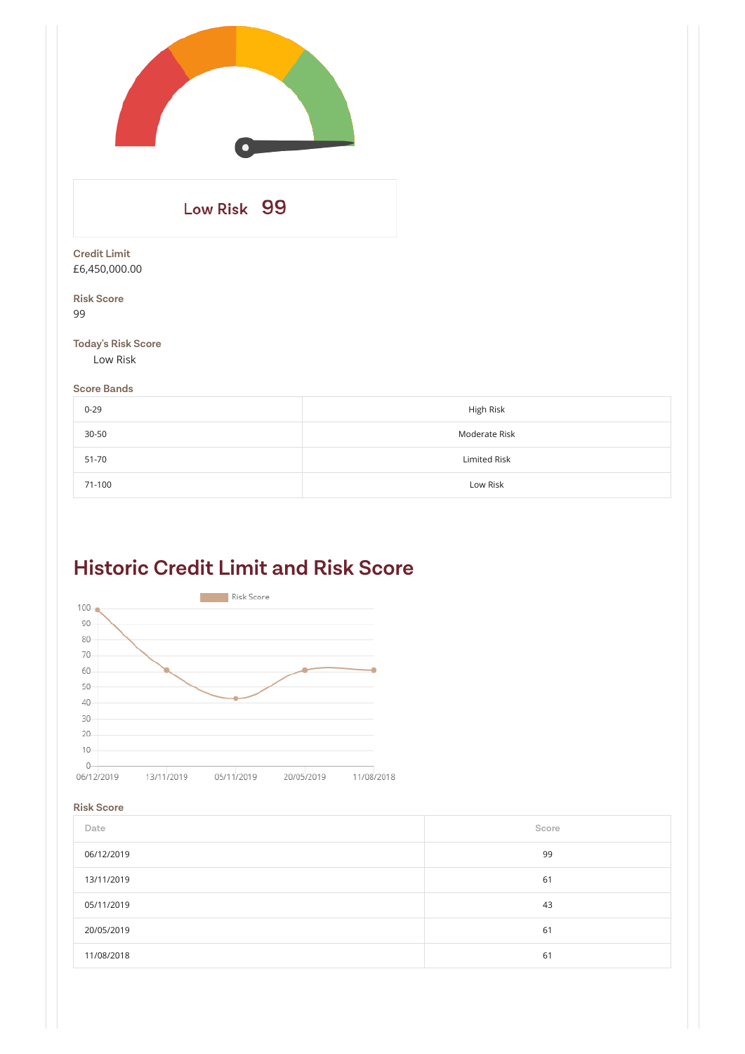Low Risk 99

**Credit Limit**
£6,450,000.00

**Risk Score**
99

**Today's Risk Score**
Low Risk

**Score Bands**

| 0-29 | High Risk |
|---|---|
| 30-50 | Moderate Risk |
| 51-70 | Limited Risk |
| 71-100 | Low Risk |

## Historic Credit Limit and Risk Score

Risk Score

**Risk Score**

| Date | Score |
|---|---|
| 06/12/2019 | 99 |
| 13/11/2019 | 61 |
| 05/11/2019 | 43 |
| 20/05/2019 | 61 |
| 11/08/2018 | 61 |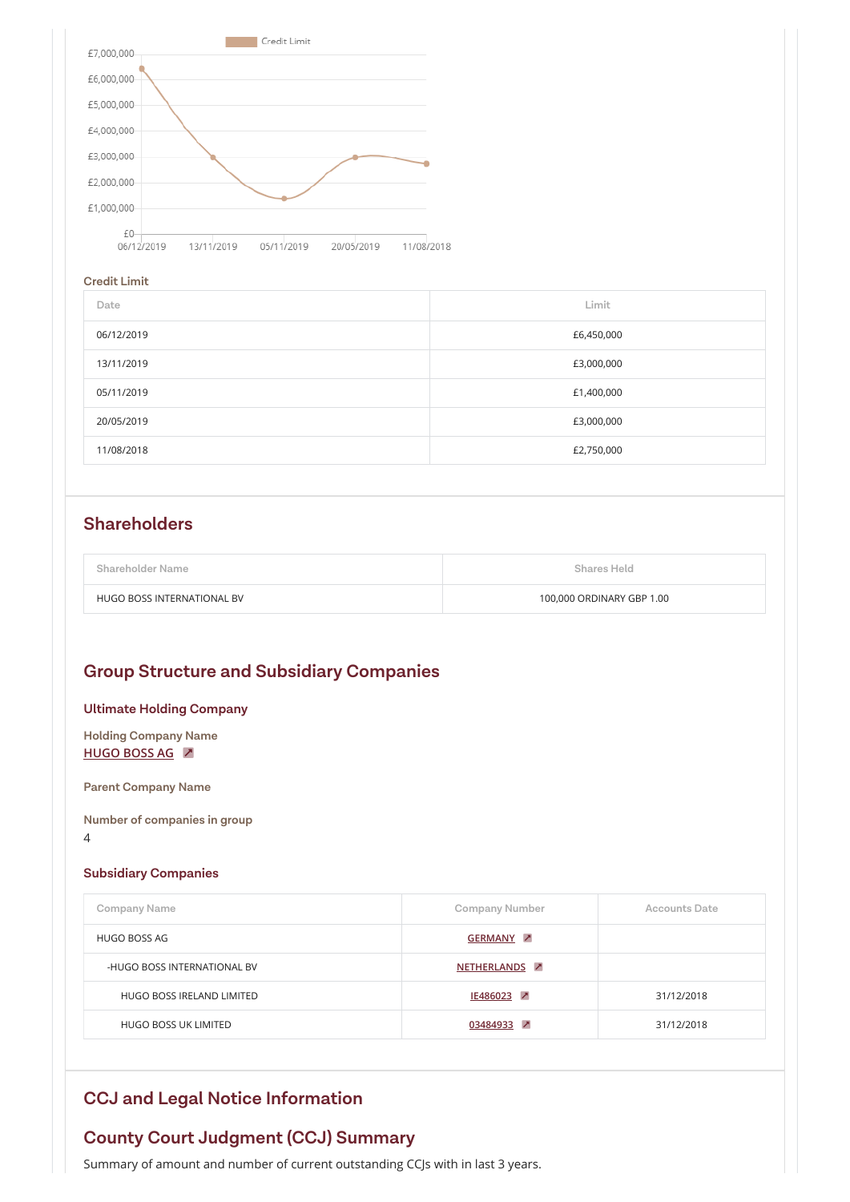Credit Limit

| Date | Limit |
| --- | --- |
| 06/12/2019 | £6,450,000 |
| 13/11/2019 | £3,000,000 |
| 05/11/2019 | £1,400,000 |
| 20/05/2019 | £3,000,000 |
| 11/08/2018 | £2,750,000 |

## Shareholders

| Shareholder Name | Shares Held |
| --- | --- |
| HUGO BOSS INTERNATIONAL BV | 100,000 ORDINARY GBP 1.00 |

## Group Structure and Subsidiary Companies

### Ultimate Holding Company

**Holding Company Name**
HUGO BOSS AG

**Parent Company Name**

**Number of companies in group**
4

### Subsidiary Companies

| Company Name | Company Number | Accounts Date |
| --- | --- | --- |
| HUGO BOSS AG | GERMANY | |
| -HUGO BOSS INTERNATIONAL BV | NETHERLANDS | |
| HUGO BOSS IRELAND LIMITED | IE486023 | 31/12/2018 |
| HUGO BOSS UK LIMITED | 03484933 | 31/12/2018 |

## CCJ and Legal Notice Information

## County Court Judgment (CCJ) Summary

Summary of amount and number of current outstanding CCJs with in last 3 years.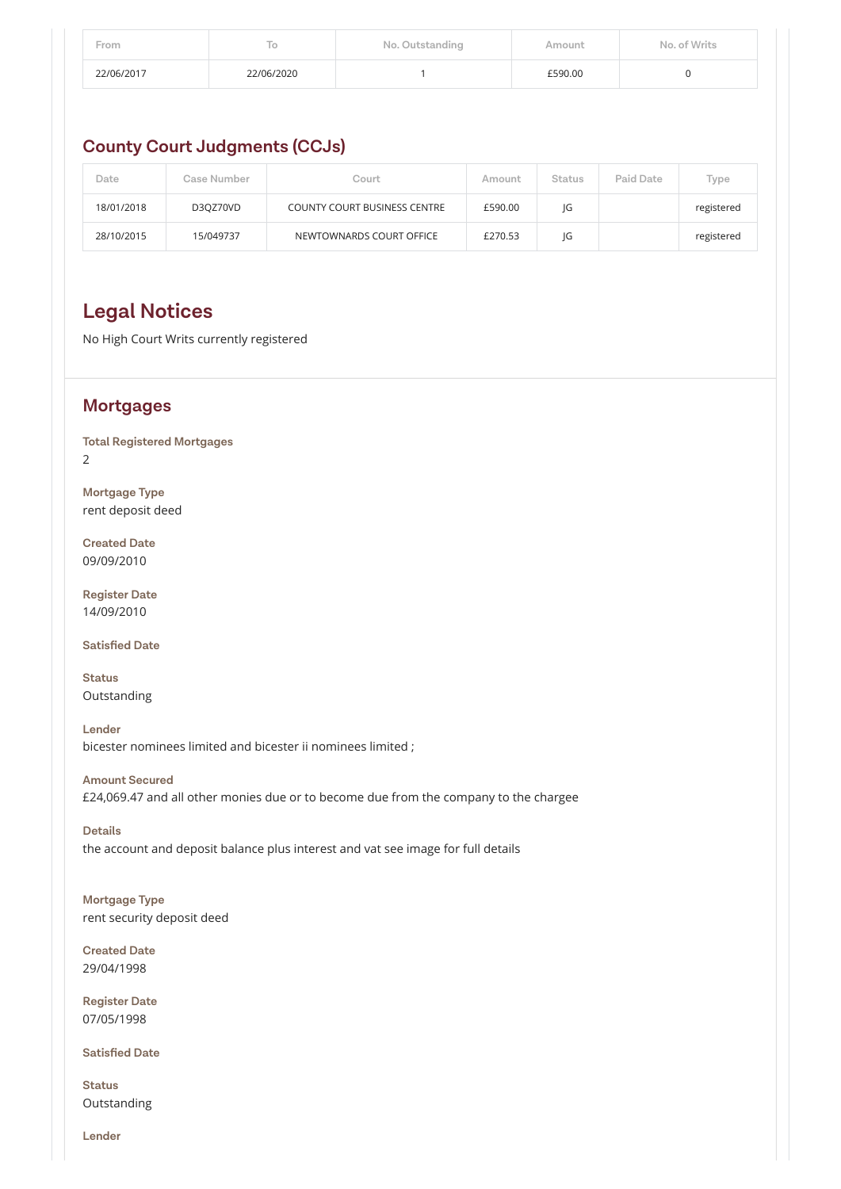| From | To | No. Outstanding | Amount | No. of Writs |
| --- | --- | --- | --- | --- |
| 22/06/2017 | 22/06/2020 | 1 | £590.00 | 0 |

## County Court Judgments (CCJs)

| Date | Case Number | Court | Amount | Status | Paid Date | Type |
| --- | --- | --- | --- | --- | --- | --- |
| 18/01/2018 | D3QZ70VD | COUNTY COURT BUSINESS CENTRE | £590.00 | JG | | registered |
| 28/10/2015 | 15/049737 | NEWTOWNARDS COURT OFFICE | £270.53 | JG | | registered |

# Legal Notices

No High Court Writs currently registered

## Mortgages

**Total Registered Mortgages**
2

**Mortgage Type**
rent deposit deed

**Created Date**
09/09/2010

**Register Date**
14/09/2010

**Satisfied Date**

**Status**
Outstanding

**Lender**
bicester nominees limited and bicester ii nominees limited ;

**Amount Secured**
£24,069.47 and all other monies due or to become due from the company to the chargee

**Details**
the account and deposit balance plus interest and vat see image for full details

**Mortgage Type**
rent security deposit deed

**Created Date**
29/04/1998

**Register Date**
07/05/1998

**Satisfied Date**

**Status**
Outstanding

**Lender**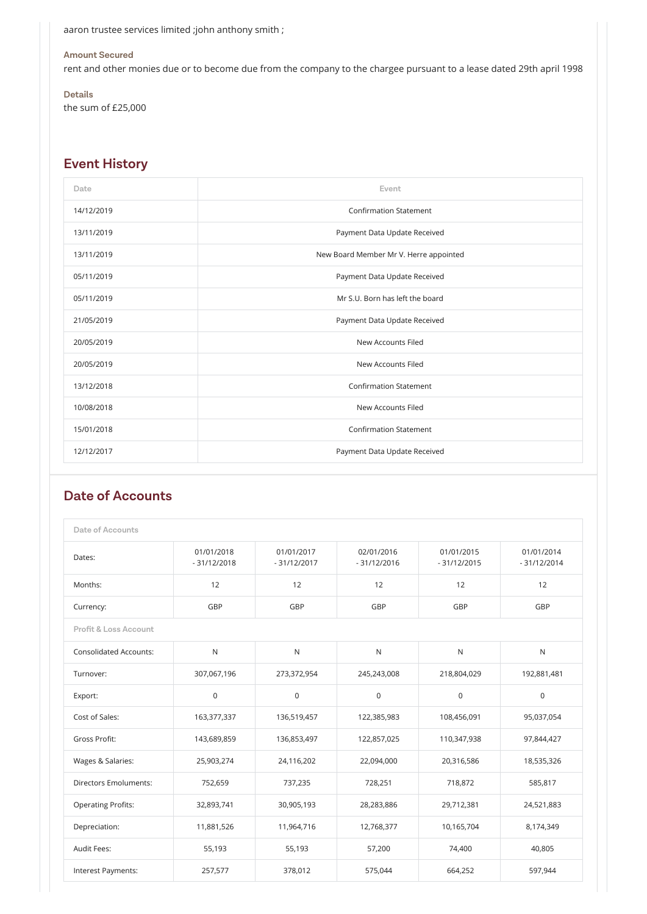aaron trustee services limited ;john anthony smith ;

**Amount Secured**

rent and other monies due or to become due from the company to the chargee pursuant to a lease dated 29th april 1998

**Details**

the sum of £25,000

## Event History

| Date | Event |
|---|---|
| 14/12/2019 | Confirmation Statement |
| 13/11/2019 | Payment Data Update Received |
| 13/11/2019 | New Board Member Mr V. Herre appointed |
| 05/11/2019 | Payment Data Update Received |
| 05/11/2019 | Mr S.U. Born has left the board |
| 21/05/2019 | Payment Data Update Received |
| 20/05/2019 | New Accounts Filed |
| 20/05/2019 | New Accounts Filed |
| 13/12/2018 | Confirmation Statement |
| 10/08/2018 | New Accounts Filed |
| 15/01/2018 | Confirmation Statement |
| 12/12/2017 | Payment Data Update Received |

## Date of Accounts

| Date of Accounts | | | | | |
|---|---|---|---|---|---|
| Dates: | 01/01/2018 - 31/12/2018 | 01/01/2017 - 31/12/2017 | 02/01/2016 - 31/12/2016 | 01/01/2015 - 31/12/2015 | 01/01/2014 - 31/12/2014 |
| Months: | 12 | 12 | 12 | 12 | 12 |
| Currency: | GBP | GBP | GBP | GBP | GBP |
| Profit & Loss Account | | | | | |
| Consolidated Accounts: | N | N | N | N | N |
| Turnover: | 307,067,196 | 273,372,954 | 245,243,008 | 218,804,029 | 192,881,481 |
| Export: | 0 | 0 | 0 | 0 | 0 |
| Cost of Sales: | 163,377,337 | 136,519,457 | 122,385,983 | 108,456,091 | 95,037,054 |
| Gross Profit: | 143,689,859 | 136,853,497 | 122,857,025 | 110,347,938 | 97,844,427 |
| Wages & Salaries: | 25,903,274 | 24,116,202 | 22,094,000 | 20,316,586 | 18,535,326 |
| Directors Emoluments: | 752,659 | 737,235 | 728,251 | 718,872 | 585,817 |
| Operating Profits: | 32,893,741 | 30,905,193 | 28,283,886 | 29,712,381 | 24,521,883 |
| Depreciation: | 11,881,526 | 11,964,716 | 12,768,377 | 10,165,704 | 8,174,349 |
| Audit Fees: | 55,193 | 55,193 | 57,200 | 74,400 | 40,805 |
| Interest Payments: | 257,577 | 378,012 | 575,044 | 664,252 | 597,944 |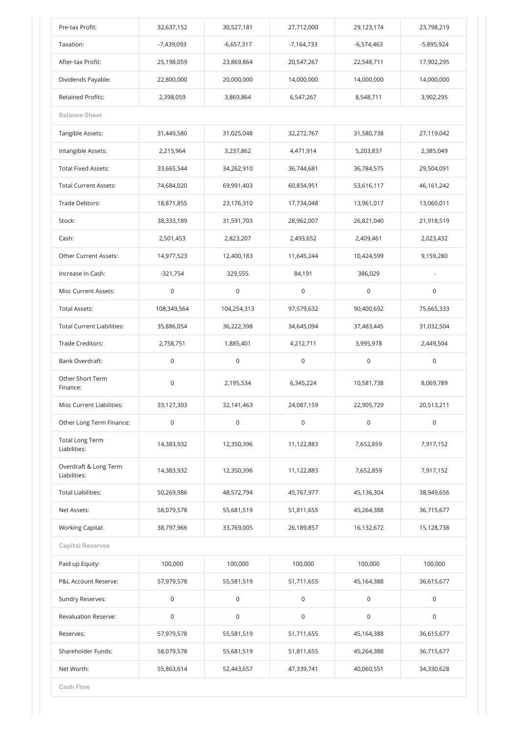| | | | | | |
|---|---|---|---|---|---|
| Pre-tax Profit: | 32,637,152 | 30,527,181 | 27,712,000 | 29,123,174 | 23,798,219 |
| Taxation: | -7,439,093 | -6,657,317 | -7,164,733 | -6,574,463 | -5,895,924 |
| After-tax Profit: | 25,198,059 | 23,869,864 | 20,547,267 | 22,548,711 | 17,902,295 |
| Dividends Payable: | 22,800,000 | 20,000,000 | 14,000,000 | 14,000,000 | 14,000,000 |
| Retained Profits: | 2,398,059 | 3,869,864 | 6,547,267 | 8,548,711 | 3,902,295 |
| **Balance Sheet** | | | | | |
| Tangible Assets: | 31,449,580 | 31,025,048 | 32,272,767 | 31,580,738 | 27,119,042 |
| Intangible Assets: | 2,215,964 | 3,237,862 | 4,471,914 | 5,203,837 | 2,385,049 |
| Total Fixed Assets: | 33,665,544 | 34,262,910 | 36,744,681 | 36,784,575 | 29,504,091 |
| Total Current Assets: | 74,684,020 | 69,991,403 | 60,834,951 | 53,616,117 | 46,161,242 |
| Trade Debtors: | 18,871,855 | 23,176,310 | 17,734,048 | 13,961,017 | 13,060,011 |
| Stock: | 38,333,189 | 31,591,703 | 28,962,007 | 26,821,040 | 21,918,519 |
| Cash: | 2,501,453 | 2,823,207 | 2,493,652 | 2,409,461 | 2,023,432 |
| Other Current Assets: | 14,977,523 | 12,400,183 | 11,645,244 | 10,424,599 | 9,159,280 |
| Increase In Cash: | -321,754 | 329,555 | 84,191 | 386,029 | - |
| Misc Current Assets: | 0 | 0 | 0 | 0 | 0 |
| Total Assets: | 108,349,564 | 104,254,313 | 97,579,632 | 90,400,692 | 75,665,333 |
| Total Current Liabilities: | 35,886,054 | 36,222,398 | 34,645,094 | 37,483,445 | 31,032,504 |
| Trade Creditors: | 2,758,751 | 1,885,401 | 4,212,711 | 3,995,978 | 2,449,504 |
| Bank Overdraft: | 0 | 0 | 0 | 0 | 0 |
| Other Short Term Finance: | 0 | 2,195,534 | 6,345,224 | 10,581,738 | 8,069,789 |
| Misc Current Liabilities: | 33,127,303 | 32,141,463 | 24,087,159 | 22,905,729 | 20,513,211 |
| Other Long Term Finance: | 0 | 0 | 0 | 0 | 0 |
| Total Long Term Liabilities: | 14,383,932 | 12,350,396 | 11,122,883 | 7,652,859 | 7,917,152 |
| Overdraft & Long Term Liabilities: | 14,383,932 | 12,350,396 | 11,122,883 | 7,652,859 | 7,917,152 |
| Total Liabilities: | 50,269,986 | 48,572,794 | 45,767,977 | 45,136,304 | 38,949,656 |
| Net Assets: | 58,079,578 | 55,681,519 | 51,811,655 | 45,264,388 | 36,715,677 |
| Working Capital: | 38,797,966 | 33,769,005 | 26,189,857 | 16,132,672 | 15,128,738 |
| **Capital Reserves** | | | | | |
| Paid up Equity: | 100,000 | 100,000 | 100,000 | 100,000 | 100,000 |
| P&L Account Reserve: | 57,979,578 | 55,581,519 | 51,711,655 | 45,164,388 | 36,615,677 |
| Sundry Reserves: | 0 | 0 | 0 | 0 | 0 |
| Revaluation Reserve: | 0 | 0 | 0 | 0 | 0 |
| Reserves: | 57,979,578 | 55,581,519 | 51,711,655 | 45,164,388 | 36,615,677 |
| Shareholder Funds: | 58,079,578 | 55,681,519 | 51,811,655 | 45,264,388 | 36,715,677 |
| Net Worth: | 55,863,614 | 52,443,657 | 47,339,741 | 40,060,551 | 34,330,628 |
| **Cash Flow** | | | | | |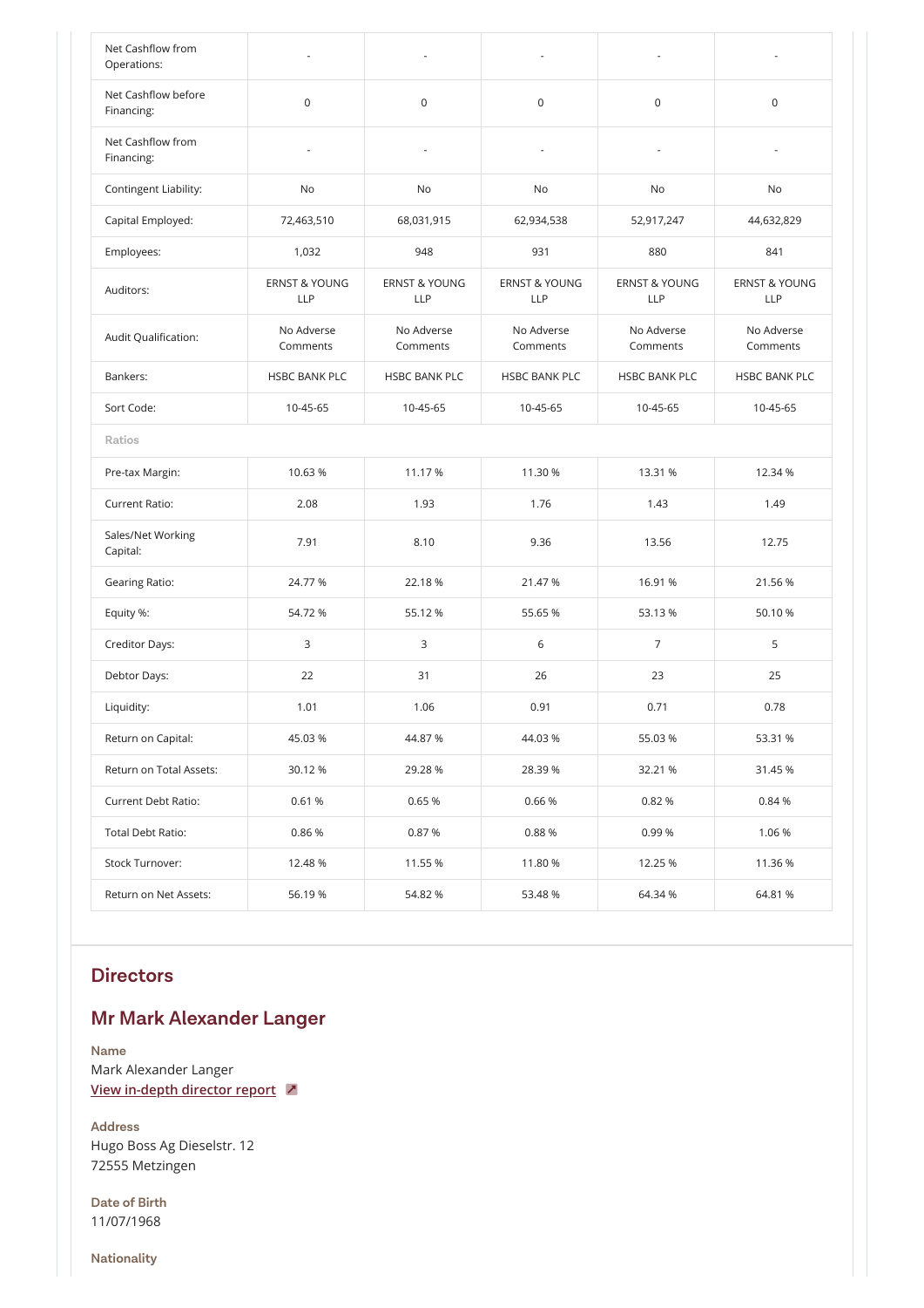| | | | | | |
|---|---|---|---|---|---|
| Net Cashflow from Operations: | - | - | - | - | - |
| Net Cashflow before Financing: | 0 | 0 | 0 | 0 | 0 |
| Net Cashflow from Financing: | - | - | - | - | - |
| Contingent Liability: | No | No | No | No | No |
| Capital Employed: | 72,463,510 | 68,031,915 | 62,934,538 | 52,917,247 | 44,632,829 |
| Employees: | 1,032 | 948 | 931 | 880 | 841 |
| Auditors: | ERNST & YOUNG LLP | ERNST & YOUNG LLP | ERNST & YOUNG LLP | ERNST & YOUNG LLP | ERNST & YOUNG LLP |
| Audit Qualification: | No Adverse Comments | No Adverse Comments | No Adverse Comments | No Adverse Comments | No Adverse Comments |
| Bankers: | HSBC BANK PLC | HSBC BANK PLC | HSBC BANK PLC | HSBC BANK PLC | HSBC BANK PLC |
| Sort Code: | 10-45-65 | 10-45-65 | 10-45-65 | 10-45-65 | 10-45-65 |
| Ratios | | | | | |
| Pre-tax Margin: | 10.63 % | 11.17 % | 11.30 % | 13.31 % | 12.34 % |
| Current Ratio: | 2.08 | 1.93 | 1.76 | 1.43 | 1.49 |
| Sales/Net Working Capital: | 7.91 | 8.10 | 9.36 | 13.56 | 12.75 |
| Gearing Ratio: | 24.77 % | 22.18 % | 21.47 % | 16.91 % | 21.56 % |
| Equity %: | 54.72 % | 55.12 % | 55.65 % | 53.13 % | 50.10 % |
| Creditor Days: | 3 | 3 | 6 | 7 | 5 |
| Debtor Days: | 22 | 31 | 26 | 23 | 25 |
| Liquidity: | 1.01 | 1.06 | 0.91 | 0.71 | 0.78 |
| Return on Capital: | 45.03 % | 44.87 % | 44.03 % | 55.03 % | 53.31 % |
| Return on Total Assets: | 30.12 % | 29.28 % | 28.39 % | 32.21 % | 31.45 % |
| Current Debt Ratio: | 0.61 % | 0.65 % | 0.66 % | 0.82 % | 0.84 % |
| Total Debt Ratio: | 0.86 % | 0.87 % | 0.88 % | 0.99 % | 1.06 % |
| Stock Turnover: | 12.48 % | 11.55 % | 11.80 % | 12.25 % | 11.36 % |
| Return on Net Assets: | 56.19 % | 54.82 % | 53.48 % | 64.34 % | 64.81 % |

## Directors

## Mr Mark Alexander Langer

**Name**
Mark Alexander Langer
View in-depth director report

**Address**
Hugo Boss Ag Dieselstr. 12
72555 Metzingen

**Date of Birth**
11/07/1968

**Nationality**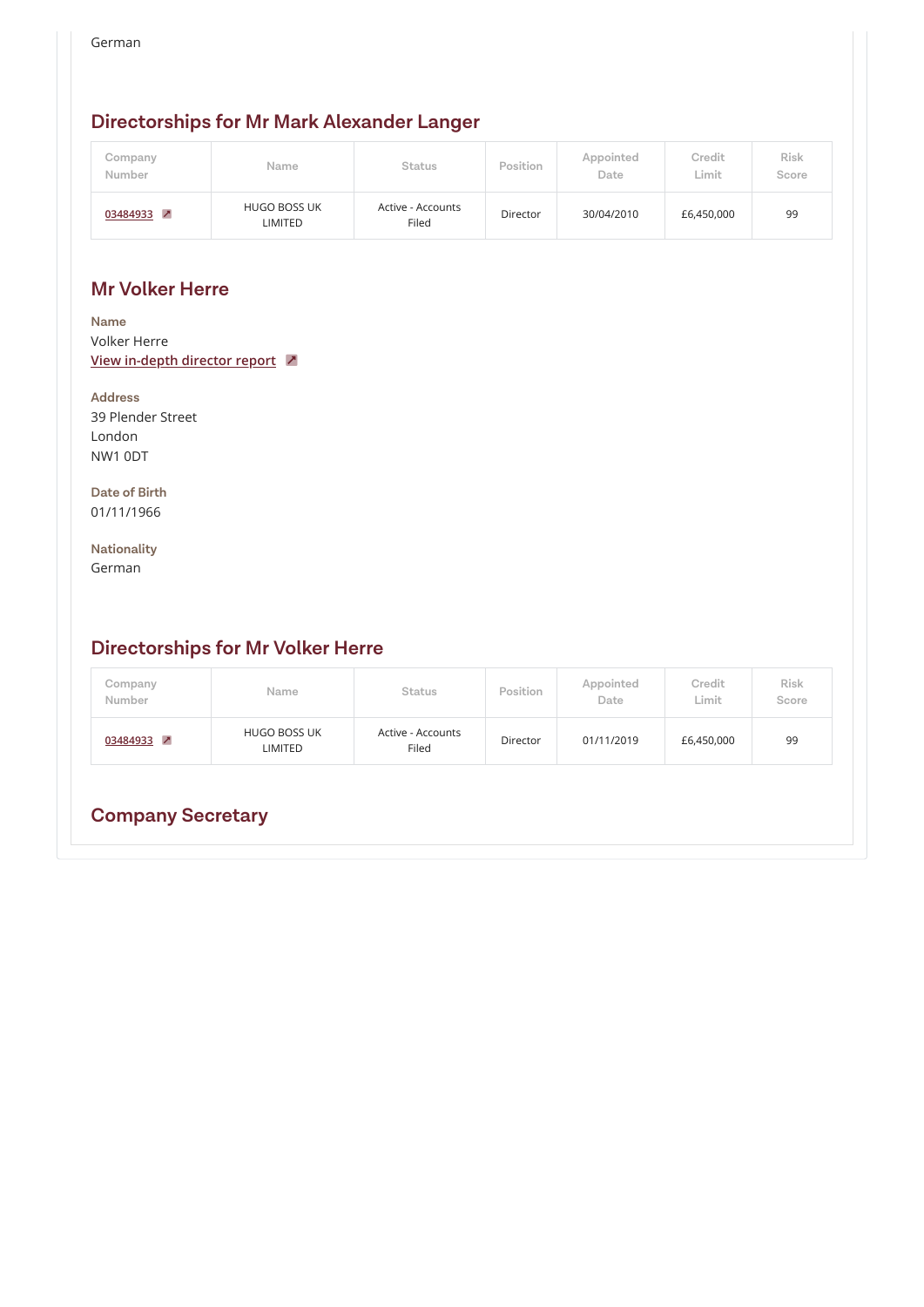German

## Directorships for Mr Mark Alexander Langer

| Company Number | Name | Status | Position | Appointed Date | Credit Limit | Risk Score |
|---|---|---|---|---|---|---|
| 03484933 | HUGO BOSS UK LIMITED | Active - Accounts Filed | Director | 30/04/2010 | £6,450,000 | 99 |

## Mr Volker Herre

**Name**
Volker Herre
View in-depth director report

**Address**
39 Plender Street
London
NW1 0DT

**Date of Birth**
01/11/1966

**Nationality**
German

## Directorships for Mr Volker Herre

| Company Number | Name | Status | Position | Appointed Date | Credit Limit | Risk Score |
|---|---|---|---|---|---|---|
| 03484933 | HUGO BOSS UK LIMITED | Active - Accounts Filed | Director | 01/11/2019 | £6,450,000 | 99 |

## Company Secretary